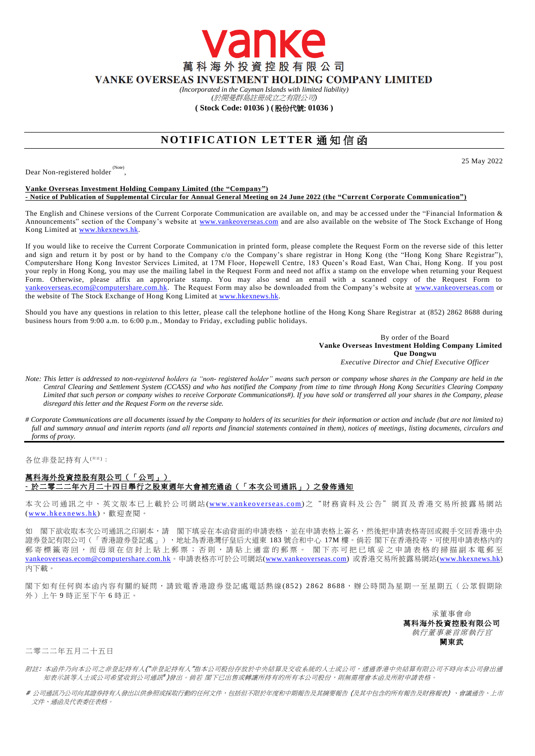vanke

# 萬科海外投資控股有限公司

# VANKE OVERSEAS INVESTMENT HOLDING COMPANY LIMITED

*(Incorporated in the Cayman Islands with limited liability)*
*(於開曼群島註冊成立之有限公司)*

**( Stock Code: 01036 ) ( 股份代號: 01036 )**

## NOTIFICATION LETTER 通知信函

25 May 2022

Dear Non-registered holder [(Note)],

**Vanke Overseas Investment Holding Company Limited (the "Company")**
**- Notice of Publication of Supplemental Circular for Annual General Meeting on 24 June 2022 (the "Current Corporate Communication")**

The English and Chinese versions of the Current Corporate Communication are available on, and may be accessed under the "Financial Information & Announcements" section of the Company's website at www.vankeoverseas.com and are also available on the website of The Stock Exchange of Hong Kong Limited at www.hkexnews.hk.

If you would like to receive the Current Corporate Communication in printed form, please complete the Request Form on the reverse side of this letter and sign and return it by post or by hand to the Company c/o the Company's share registrar in Hong Kong (the "Hong Kong Share Registrar"), Computershare Hong Kong Investor Services Limited, at 17M Floor, Hopewell Centre, 183 Queen's Road East, Wan Chai, Hong Kong. If you post your reply in Hong Kong, you may use the mailing label in the Request Form and need not affix a stamp on the envelope when returning your Request Form. Otherwise, please affix an appropriate stamp. You may also send an email with a scanned copy of the Request Form to vankeoverseas.ecom@computershare.com.hk. The Request Form may also be downloaded from the Company's website at www.vankeoverseas.com or the website of The Stock Exchange of Hong Kong Limited at www.hkexnews.hk.

Should you have any questions in relation to this letter, please call the telephone hotline of the Hong Kong Share Registrar at (852) 2862 8688 during business hours from 9:00 a.m. to 6:00 p.m., Monday to Friday, excluding public holidays.

By order of the Board
**Vanke Overseas Investment Holding Company Limited**
**Que Dongwu**
*Executive Director and Chief Executive Officer*

*Note: This letter is addressed to non-registered holders (a "non- registered holder" means such person or company whose shares in the Company are held in the Central Clearing and Settlement System (CCASS) and who has notified the Company from time to time through Hong Kong Securities Clearing Company Limited that such person or company wishes to receive Corporate Communications#). If you have sold or transferred all your shares in the Company, please disregard this letter and the Request Form on the reverse side.*

*# Corporate Communications are all documents issued by the Company to holders of its securities for their information or action and include (but are not limited to) full and summary annual and interim reports (and all reports and financial statements contained in them), notices of meetings, listing documents, circulars and forms of proxy.*

---

各位非登記持有人[(附註)]：

**萬科海外投資控股有限公司（「公司」）**
**- 於二零二二年六月二十四日舉行之股東週年大會補充通函（「本次公司通訊」）之發佈通知**

本次公司通訊之中、英文版本已上載於公司網站(www.vankeoverseas.com)之"財務資料及公告"網頁及香港交易所披露易網站(www.hkexnews.hk)，歡迎查閱。

如 閣下欲收取本次公司通訊之印刷本，請 閣下填妥在本函背面的申請表格，並在申請表格上簽名，然後把申請表格寄回或親手交回香港中央證券登記有限公司（「香港證券登記處」），地址為香港灣仔皇后大道東 183 號合和中心 17M 樓。倘若 閣下在香港投寄，可使用申請表格內的郵寄標籤寄回，而毋須在信封上貼上郵票；否則，請貼上適當的郵票。 閣下亦可把已填妥之申請表格的掃描副本電郵至vankeoverseas.ecom@computershare.com.hk。申請表格亦可於公司網站(www.vankeoverseas.com) 或香港交易所披露易網站(www.hkexnews.hk)內下載。

閣下如有任何與本函內容有關的疑問，請致電香港證券登記處電話熱線(852) 2862 8688，辦公時間為星期一至星期五（公眾假期除外）上午 9 時正至下午 6 時正。

承董事會命
**萬科海外投資控股有限公司**
*執行董事兼首席執行官*
**闕東武**

二零二二年五月二十五日

*附註：本函件乃向本公司之非登記持有人("非登記持有人"指本公司股份存放於中央結算及交收系統的人士或公司，透過香港中央結算有限公司不時向本公司發出通知表示該等人士或公司希望收到公司通訊#)發出。倘若 閣下已出售或轉讓所持有的所有本公司股份，則無需理會本函及所附申請表格。*

*# 公司通訊乃公司向其證券持有人發出以供參照或採取行動的任何文件，包括但不限於年度和中期報告及其摘要報告 (及其中包含的所有報告及財務報表) 、會議通告、上市文件、通函及代表委任表格。*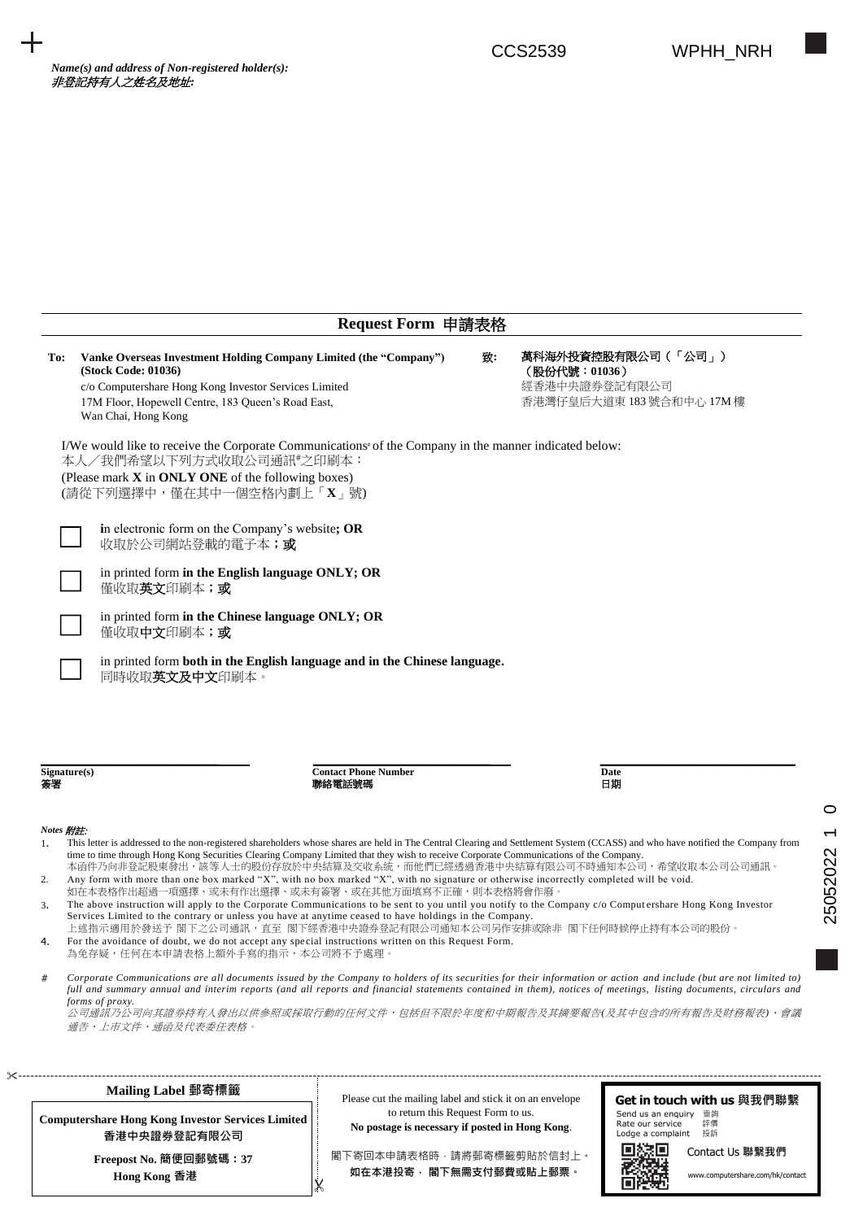*Name(s) and address of Non-registered holder(s):*
*非登記持有人之姓名及地址:*

## Request Form 申請表格

**To:** **Vanke Overseas Investment Holding Company Limited (the "Company")**
**(Stock Code: 01036)**
c/o Computershare Hong Kong Investor Services Limited
17M Floor, Hopewell Centre, 183 Queen's Road East,
Wan Chai, Hong Kong

**致:** **萬科海外投資控股有限公司（「公司」）**
**（股份代號：01036）**
經香港中央證券登記有限公司
香港灣仔皇后大道東 183 號合和中心 17M 樓

I/We would like to receive the Corporate Communications# of the Company in the manner indicated below:
本人／我們希望以下列方式收取公司通訊#之印刷本：
(Please mark **X** in **ONLY ONE** of the following boxes)
(請從下列選擇中，僅在其中一個空格內劃上「**X**」號)

☐ **i**n electronic form on the Company's website**; OR**
收取於公司網站登載的電子本**；或**

☐ in printed form **in the English language ONLY; OR**
僅收取**英文**印刷本**；或**

☐ in printed form **in the Chinese language ONLY; OR**
僅收取**中文**印刷本**；或**

☐ in printed form **both in the English language and in the Chinese language.**
同時收取**英文及中文**印刷本。

| **Signature(s) 簽署** | **Contact Phone Number 聯絡電話號碼** | **Date 日期** |
|---|---|---|
| | | |

*Notes 附註:*

1. This letter is addressed to the non-registered shareholders whose shares are held in The Central Clearing and Settlement System (CCASS) and who have notified the Company from time to time through Hong Kong Securities Clearing Company Limited that they wish to receive Corporate Communications of the Company.
本函件乃向非登記股東發出，該等人士的股份存放於中央結算及交收系統，而他們已經透過香港中央結算有限公司不時通知本公司，希望收取本公司公司通訊。
2. Any form with more than one box marked "X", with no box marked "X", with no signature or otherwise incorrectly completed will be void.
如在本表格作出超過一項選擇、或未有作出選擇、或未有簽署、或在其他方面填寫不正確，則本表格將會作廢。
3. The above instruction will apply to the Corporate Communications to be sent to you until you notify to the Company c/o Computershare Hong Kong Investor Services Limited to the contrary or unless you have at anytime ceased to have holdings in the Company.
上述指示適用於發送予 閣下之公司通訊，直至 閣下經香港中央證券登記有限公司通知本公司另作安排或除非 閣下任何時候停止持有本公司的股份。
4. For the avoidance of doubt, we do not accept any special instructions written on this Request Form.
為免存疑，任何在本申請表格上額外手寫的指示，本公司將不予處理。

\# *Corporate Communications are all documents issued by the Company to holders of its securities for their information or action and include (but are not limited to) full and summary annual and interim reports (and all reports and financial statements contained in them), notices of meetings, listing documents, circulars and forms of proxy.*
*公司通訊乃公司向其證券持有人發出以供參照或採取行動的任何文件，包括但不限於年度和中期報告及其摘要報告(及其中包含的所有報告及財務報表)、會議通告、上市文件、通函及代表委任表格。*

---

**Mailing Label 郵寄標籤**

**Computershare Hong Kong Investor Services Limited**
**香港中央證券登記有限公司**
**Freepost No. 簡便回郵號碼：37**
**Hong Kong 香港**

Please cut the mailing label and stick it on an envelope to return this Request Form to us.
**No postage is necessary if posted in Hong Kong**.
閣下寄回本申請表格時，請將郵寄標籤剪貼於信封上。
**如在本港投寄， 閣下無需支付郵費或貼上郵票。**

**Get in touch with us 與我們聯繫**
Send us an enquiry 查詢
Rate our service 評價
Lodge a complaint 投訴
Contact Us 聯繫我們
www.computershare.com/hk/contact